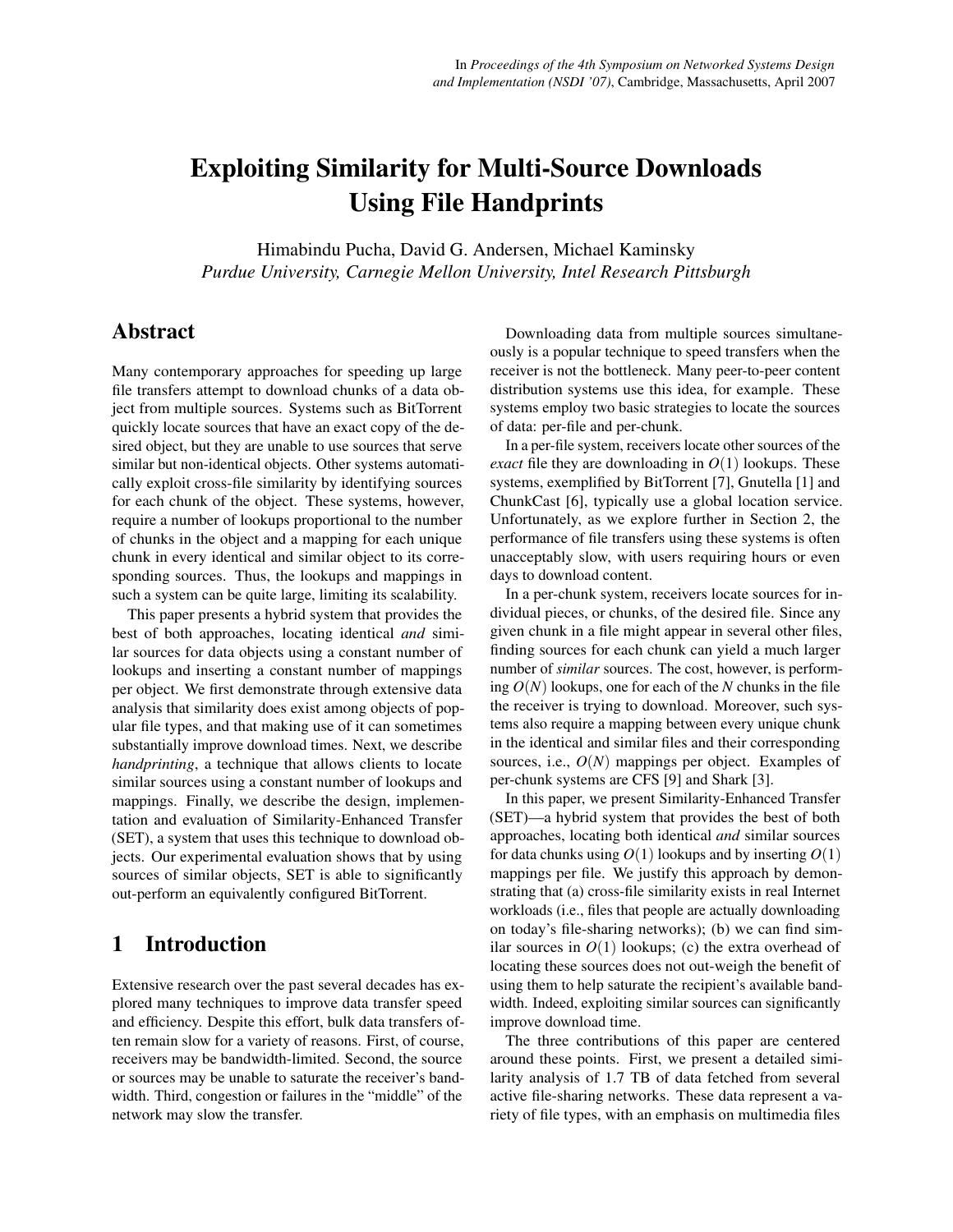# Exploiting Similarity for Multi-Source Downloads Using File Handprints

Himabindu Pucha, David G. Andersen, Michael Kaminsky
*Purdue University, Carnegie Mellon University, Intel Research Pittsburgh*

In *Proceedings of the 4th Symposium on Networked Systems Design and Implementation (NSDI '07)*, Cambridge, Massachusetts, April 2007

## Abstract

Many contemporary approaches for speeding up large file transfers attempt to download chunks of a data object from multiple sources. Systems such as BitTorrent quickly locate sources that have an exact copy of the desired object, but they are unable to use sources that serve similar but non-identical objects. Other systems automatically exploit cross-file similarity by identifying sources for each chunk of the object. These systems, however, require a number of lookups proportional to the number of chunks in the object and a mapping for each unique chunk in every identical and similar object to its corresponding sources. Thus, the lookups and mappings in such a system can be quite large, limiting its scalability.

This paper presents a hybrid system that provides the best of both approaches, locating identical *and* similar sources for data objects using a constant number of lookups and inserting a constant number of mappings per object. We first demonstrate through extensive data analysis that similarity does exist among objects of popular file types, and that making use of it can sometimes substantially improve download times. Next, we describe *handprinting*, a technique that allows clients to locate similar sources using a constant number of lookups and mappings. Finally, we describe the design, implementation and evaluation of Similarity-Enhanced Transfer (SET), a system that uses this technique to download objects. Our experimental evaluation shows that by using sources of similar objects, SET is able to significantly out-perform an equivalently configured BitTorrent.

## 1 Introduction

Extensive research over the past several decades has explored many techniques to improve data transfer speed and efficiency. Despite this effort, bulk data transfers often remain slow for a variety of reasons. First, of course, receivers may be bandwidth-limited. Second, the source or sources may be unable to saturate the receiver's bandwidth. Third, congestion or failures in the "middle" of the network may slow the transfer.

Downloading data from multiple sources simultaneously is a popular technique to speed transfers when the receiver is not the bottleneck. Many peer-to-peer content distribution systems use this idea, for example. These systems employ two basic strategies to locate the sources of data: per-file and per-chunk.

In a per-file system, receivers locate other sources of the *exact* file they are downloading in $O(1)$ lookups. These systems, exemplified by BitTorrent [7], Gnutella [1] and ChunkCast [6], typically use a global location service. Unfortunately, as we explore further in Section 2, the performance of file transfers using these systems is often unacceptably slow, with users requiring hours or even days to download content.

In a per-chunk system, receivers locate sources for individual pieces, or chunks, of the desired file. Since any given chunk in a file might appear in several other files, finding sources for each chunk can yield a much larger number of *similar* sources. The cost, however, is performing $O(N)$ lookups, one for each of the $N$ chunks in the file the receiver is trying to download. Moreover, such systems also require a mapping between every unique chunk in the identical and similar files and their corresponding sources, i.e., $O(N)$ mappings per object. Examples of per-chunk systems are CFS [9] and Shark [3].

In this paper, we present Similarity-Enhanced Transfer (SET)—a hybrid system that provides the best of both approaches, locating both identical *and* similar sources for data chunks using $O(1)$ lookups and by inserting $O(1)$ mappings per file. We justify this approach by demonstrating that (a) cross-file similarity exists in real Internet workloads (i.e., files that people are actually downloading on today's file-sharing networks); (b) we can find similar sources in $O(1)$ lookups; (c) the extra overhead of locating these sources does not out-weigh the benefit of using them to help saturate the recipient's available bandwidth. Indeed, exploiting similar sources can significantly improve download time.

The three contributions of this paper are centered around these points. First, we present a detailed similarity analysis of 1.7 TB of data fetched from several active file-sharing networks. These data represent a variety of file types, with an emphasis on multimedia files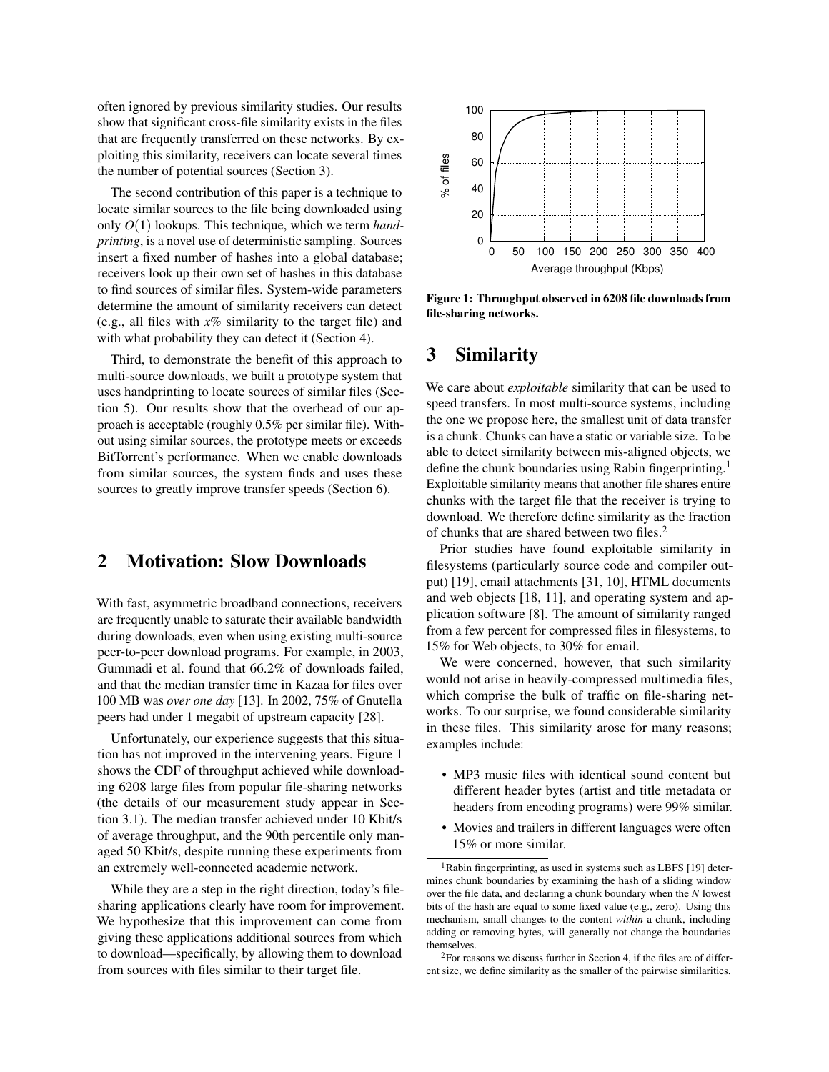often ignored by previous similarity studies. Our results show that significant cross-file similarity exists in the files that are frequently transferred on these networks. By exploiting this similarity, receivers can locate several times the number of potential sources (Section 3).

The second contribution of this paper is a technique to locate similar sources to the file being downloaded using only $O(1)$ lookups. This technique, which we term *handprinting*, is a novel use of deterministic sampling. Sources insert a fixed number of hashes into a global database; receivers look up their own set of hashes in this database to find sources of similar files. System-wide parameters determine the amount of similarity receivers can detect (e.g., all files with $x$% similarity to the target file) and with what probability they can detect it (Section 4).

Third, to demonstrate the benefit of this approach to multi-source downloads, we built a prototype system that uses handprinting to locate sources of similar files (Section 5). Our results show that the overhead of our approach is acceptable (roughly 0.5% per similar file). Without using similar sources, the prototype meets or exceeds BitTorrent's performance. When we enable downloads from similar sources, the system finds and uses these sources to greatly improve transfer speeds (Section 6).

## 2 Motivation: Slow Downloads

With fast, asymmetric broadband connections, receivers are frequently unable to saturate their available bandwidth during downloads, even when using existing multi-source peer-to-peer download programs. For example, in 2003, Gummadi et al. found that 66.2% of downloads failed, and that the median transfer time in Kazaa for files over 100 MB was *over one day* [13]. In 2002, 75% of Gnutella peers had under 1 megabit of upstream capacity [28].

Unfortunately, our experience suggests that this situation has not improved in the intervening years. Figure 1 shows the CDF of throughput achieved while downloading 6208 large files from popular file-sharing networks (the details of our measurement study appear in Section 3.1). The median transfer achieved under 10 Kbit/s of average throughput, and the 90th percentile only managed 50 Kbit/s, despite running these experiments from an extremely well-connected academic network.

While they are a step in the right direction, today's file-sharing applications clearly have room for improvement. We hypothesize that this improvement can come from giving these applications additional sources from which to download—specifically, by allowing them to download from sources with files similar to their target file.

**Figure 1: Throughput observed in 6208 file downloads from file-sharing networks.**

## 3 Similarity

We care about *exploitable* similarity that can be used to speed transfers. In most multi-source systems, including the one we propose here, the smallest unit of data transfer is a chunk. Chunks can have a static or variable size. To be able to detect similarity between mis-aligned objects, we define the chunk boundaries using Rabin fingerprinting.[1] Exploitable similarity means that another file shares entire chunks with the target file that the receiver is trying to download. We therefore define similarity as the fraction of chunks that are shared between two files.[2]

Prior studies have found exploitable similarity in filesystems (particularly source code and compiler output) [19], email attachments [31, 10], HTML documents and web objects [18, 11], and operating system and application software [8]. The amount of similarity ranged from a few percent for compressed files in filesystems, to 15% for Web objects, to 30% for email.

We were concerned, however, that such similarity would not arise in heavily-compressed multimedia files, which comprise the bulk of traffic on file-sharing networks. To our surprise, we found considerable similarity in these files. This similarity arose for many reasons; examples include:

- MP3 music files with identical sound content but different header bytes (artist and title metadata or headers from encoding programs) were 99% similar.
- Movies and trailers in different languages were often 15% or more similar.

[1] Rabin fingerprinting, as used in systems such as LBFS [19] determines chunk boundaries by examining the hash of a sliding window over the file data, and declaring a chunk boundary when the *N* lowest bits of the hash are equal to some fixed value (e.g., zero). Using this mechanism, small changes to the content *within* a chunk, including adding or removing bytes, will generally not change the boundaries themselves.

[2] For reasons we discuss further in Section 4, if the files are of different size, we define similarity as the smaller of the pairwise similarities.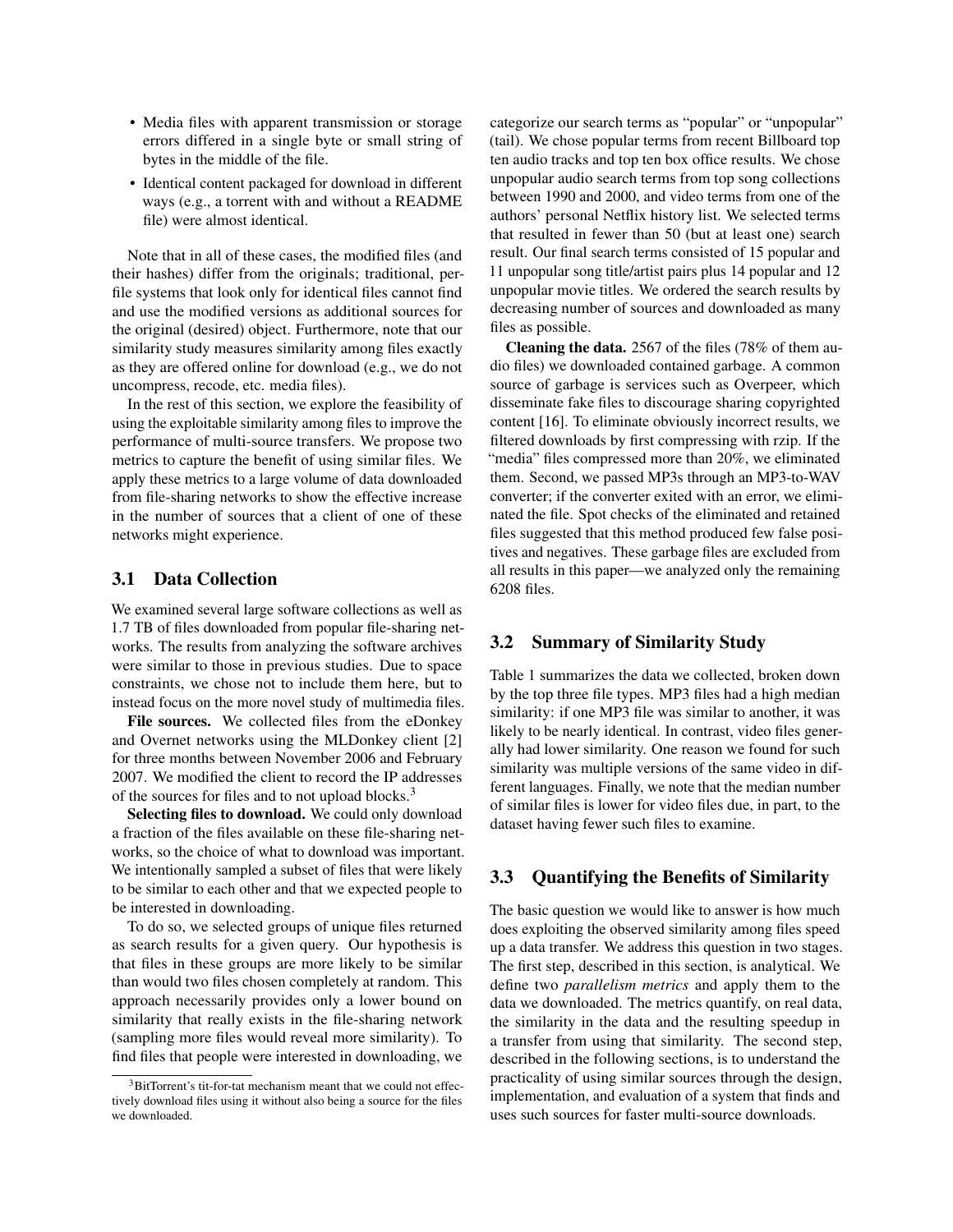- Media files with apparent transmission or storage errors differed in a single byte or small string of bytes in the middle of the file.
- Identical content packaged for download in different ways (e.g., a torrent with and without a README file) were almost identical.

Note that in all of these cases, the modified files (and their hashes) differ from the originals; traditional, per-file systems that look only for identical files cannot find and use the modified versions as additional sources for the original (desired) object. Furthermore, note that our similarity study measures similarity among files exactly as they are offered online for download (e.g., we do not uncompress, recode, etc. media files).

In the rest of this section, we explore the feasibility of using the exploitable similarity among files to improve the performance of multi-source transfers. We propose two metrics to capture the benefit of using similar files. We apply these metrics to a large volume of data downloaded from file-sharing networks to show the effective increase in the number of sources that a client of one of these networks might experience.

## 3.1 Data Collection

We examined several large software collections as well as 1.7 TB of files downloaded from popular file-sharing networks. The results from analyzing the software archives were similar to those in previous studies. Due to space constraints, we chose not to include them here, but to instead focus on the more novel study of multimedia files.

**File sources.** We collected files from the eDonkey and Overnet networks using the MLDonkey client [2] for three months between November 2006 and February 2007. We modified the client to record the IP addresses of the sources for files and to not upload blocks.[3]

**Selecting files to download.** We could only download a fraction of the files available on these file-sharing networks, so the choice of what to download was important. We intentionally sampled a subset of files that were likely to be similar to each other and that we expected people to be interested in downloading.

To do so, we selected groups of unique files returned as search results for a given query. Our hypothesis is that files in these groups are more likely to be similar than would two files chosen completely at random. This approach necessarily provides only a lower bound on similarity that really exists in the file-sharing network (sampling more files would reveal more similarity). To find files that people were interested in downloading, we categorize our search terms as "popular" or "unpopular" (tail). We chose popular terms from recent Billboard top ten audio tracks and top ten box office results. We chose unpopular audio search terms from top song collections between 1990 and 2000, and video terms from one of the authors' personal Netflix history list. We selected terms that resulted in fewer than 50 (but at least one) search result. Our final search terms consisted of 15 popular and 11 unpopular song title/artist pairs plus 14 popular and 12 unpopular movie titles. We ordered the search results by decreasing number of sources and downloaded as many files as possible.

**Cleaning the data.** 2567 of the files (78% of them audio files) we downloaded contained garbage. A common source of garbage is services such as Overpeer, which disseminate fake files to discourage sharing copyrighted content [16]. To eliminate obviously incorrect results, we filtered downloads by first compressing with rzip. If the "media" files compressed more than 20%, we eliminated them. Second, we passed MP3s through an MP3-to-WAV converter; if the converter exited with an error, we eliminated the file. Spot checks of the eliminated and retained files suggested that this method produced few false positives and negatives. These garbage files are excluded from all results in this paper—we analyzed only the remaining 6208 files.

[3] BitTorrent's tit-for-tat mechanism meant that we could not effectively download files using it without also being a source for the files we downloaded.

## 3.2 Summary of Similarity Study

Table 1 summarizes the data we collected, broken down by the top three file types. MP3 files had a high median similarity: if one MP3 file was similar to another, it was likely to be nearly identical. In contrast, video files generally had lower similarity. One reason we found for such similarity was multiple versions of the same video in different languages. Finally, we note that the median number of similar files is lower for video files due, in part, to the dataset having fewer such files to examine.

## 3.3 Quantifying the Benefits of Similarity

The basic question we would like to answer is how much does exploiting the observed similarity among files speed up a data transfer. We address this question in two stages. The first step, described in this section, is analytical. We define two *parallelism metrics* and apply them to the data we downloaded. The metrics quantify, on real data, the similarity in the data and the resulting speedup in a transfer from using that similarity. The second step, described in the following sections, is to understand the practicality of using similar sources through the design, implementation, and evaluation of a system that finds and uses such sources for faster multi-source downloads.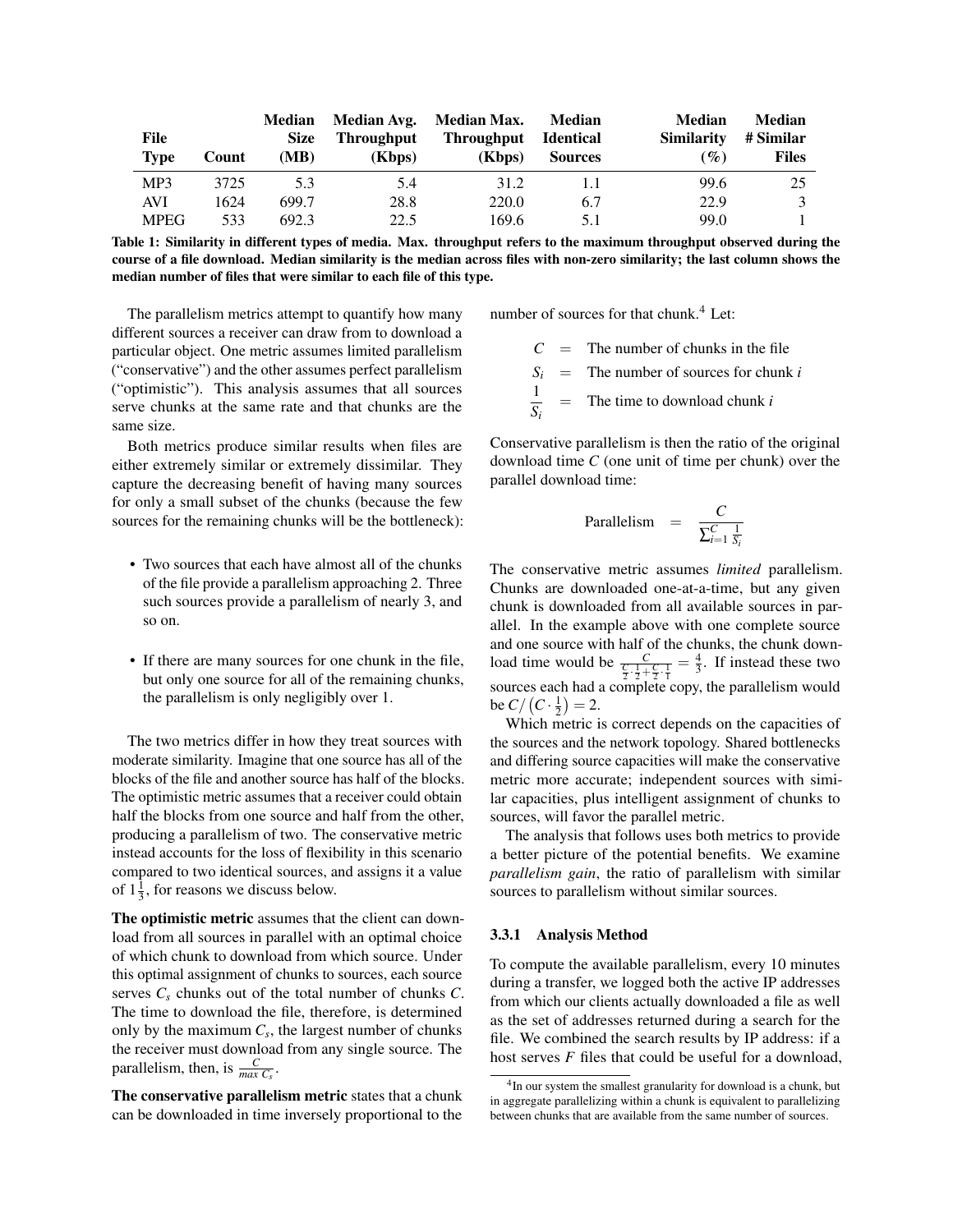| File Type | Count | Median Size (MB) | Median Avg. Throughput (Kbps) | Median Max. Throughput (Kbps) | Median Identical Sources | Median Similarity (%) | Median # Similar Files |
|---|---|---|---|---|---|---|---|
| MP3 | 3725 | 5.3 | 5.4 | 31.2 | 1.1 | 99.6 | 25 |
| AVI | 1624 | 699.7 | 28.8 | 220.0 | 6.7 | 22.9 | 3 |
| MPEG | 533 | 692.3 | 22.5 | 169.6 | 5.1 | 99.0 | 1 |

**Table 1: Similarity in different types of media. Max. throughput refers to the maximum throughput observed during the course of a file download. Median similarity is the median across files with non-zero similarity; the last column shows the median number of files that were similar to each file of this type.**

The parallelism metrics attempt to quantify how many different sources a receiver can draw from to download a particular object. One metric assumes limited parallelism ("conservative") and the other assumes perfect parallelism ("optimistic"). This analysis assumes that all sources serve chunks at the same rate and that chunks are the same size.

Both metrics produce similar results when files are either extremely similar or extremely dissimilar. They capture the decreasing benefit of having many sources for only a small subset of the chunks (because the few sources for the remaining chunks will be the bottleneck):

- Two sources that each have almost all of the chunks of the file provide a parallelism approaching 2. Three such sources provide a parallelism of nearly 3, and so on.
- If there are many sources for one chunk in the file, but only one source for all of the remaining chunks, the parallelism is only negligibly over 1.

The two metrics differ in how they treat sources with moderate similarity. Imagine that one source has all of the blocks of the file and another source has half of the blocks. The optimistic metric assumes that a receiver could obtain half the blocks from one source and half from the other, producing a parallelism of two. The conservative metric instead accounts for the loss of flexibility in this scenario compared to two identical sources, and assigns it a value of $1\frac{1}{3}$, for reasons we discuss below.

**The optimistic metric** assumes that the client can download from all sources in parallel with an optimal choice of which chunk to download from which source. Under this optimal assignment of chunks to sources, each source serves $C_s$ chunks out of the total number of chunks $C$. The time to download the file, therefore, is determined only by the maximum $C_s$, the largest number of chunks the receiver must download from any single source. The parallelism, then, is $\frac{C}{max\ C_s}$.

**The conservative parallelism metric** states that a chunk can be downloaded in time inversely proportional to the number of sources for that chunk.[4] Let:

$$C = \text{The number of chunks in the file}$$

$$S_i = \text{The number of sources for chunk } i$$

$$\frac{1}{S_i} = \text{The time to download chunk } i$$

Conservative parallelism is then the ratio of the original download time $C$ (one unit of time per chunk) over the parallel download time:

$$\text{Parallelism} = \frac{C}{\sum_{i=1}^{C} \frac{1}{S_i}}$$

The conservative metric assumes *limited* parallelism. Chunks are downloaded one-at-a-time, but any given chunk is downloaded from all available sources in parallel. In the example above with one complete source and one source with half of the chunks, the chunk download time would be $\frac{C}{\frac{C}{2}\cdot\frac{1}{2}+\frac{C}{2}\cdot\frac{1}{1}} = \frac{4}{3}$. If instead these two sources each had a complete copy, the parallelism would be $C/\left(C\cdot\frac{1}{2}\right) = 2$.

Which metric is correct depends on the capacities of the sources and the network topology. Shared bottlenecks and differing source capacities will make the conservative metric more accurate; independent sources with similar capacities, plus intelligent assignment of chunks to sources, will favor the parallel metric.

The analysis that follows uses both metrics to provide a better picture of the potential benefits. We examine *parallelism gain*, the ratio of parallelism with similar sources to parallelism without similar sources.

### 3.3.1 Analysis Method

To compute the available parallelism, every 10 minutes during a transfer, we logged both the active IP addresses from which our clients actually downloaded a file as well as the set of addresses returned during a search for the file. We combined the search results by IP address: if a host serves $F$ files that could be useful for a download,

[4] In our system the smallest granularity for download is a chunk, but in aggregate parallelizing within a chunk is equivalent to parallelizing between chunks that are available from the same number of sources.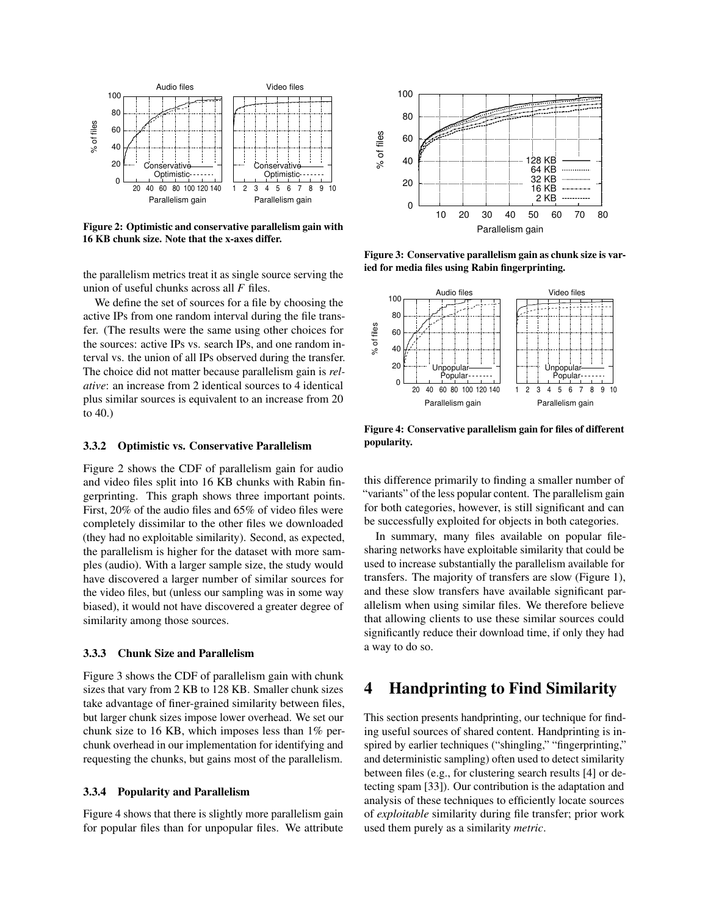Figure 2: Optimistic and conservative parallelism gain with 16 KB chunk size. Note that the x-axes differ.

the parallelism metrics treat it as single source serving the union of useful chunks across all $F$ files.

We define the set of sources for a file by choosing the active IPs from one random interval during the file transfer. (The results were the same using other choices for the sources: active IPs vs. search IPs, and one random interval vs. the union of all IPs observed during the transfer. The choice did not matter because parallelism gain is *relative*: an increase from 2 identical sources to 4 identical plus similar sources is equivalent to an increase from 20 to 40.)

### 3.3.2 Optimistic vs. Conservative Parallelism

Figure 2 shows the CDF of parallelism gain for audio and video files split into 16 KB chunks with Rabin fingerprinting. This graph shows three important points. First, 20% of the audio files and 65% of video files were completely dissimilar to the other files we downloaded (they had no exploitable similarity). Second, as expected, the parallelism is higher for the dataset with more samples (audio). With a larger sample size, the study would have discovered a larger number of similar sources for the video files, but (unless our sampling was in some way biased), it would not have discovered a greater degree of similarity among those sources.

### 3.3.3 Chunk Size and Parallelism

Figure 3 shows the CDF of parallelism gain with chunk sizes that vary from 2 KB to 128 KB. Smaller chunk sizes take advantage of finer-grained similarity between files, but larger chunk sizes impose lower overhead. We set our chunk size to 16 KB, which imposes less than 1% per-chunk overhead in our implementation for identifying and requesting the chunks, but gains most of the parallelism.

### 3.3.4 Popularity and Parallelism

Figure 4 shows that there is slightly more parallelism gain for popular files than for unpopular files. We attribute this difference primarily to finding a smaller number of "variants" of the less popular content. The parallelism gain for both categories, however, is still significant and can be successfully exploited for objects in both categories.

Figure 3: Conservative parallelism gain as chunk size is varied for media files using Rabin fingerprinting.

Figure 4: Conservative parallelism gain for files of different popularity.

In summary, many files available on popular file-sharing networks have exploitable similarity that could be used to increase substantially the parallelism available for transfers. The majority of transfers are slow (Figure 1), and these slow transfers have available significant parallelism when using similar files. We therefore believe that allowing clients to use these similar sources could significantly reduce their download time, if only they had a way to do so.

# 4 Handprinting to Find Similarity

This section presents handprinting, our technique for finding useful sources of shared content. Handprinting is inspired by earlier techniques ("shingling," "fingerprinting," and deterministic sampling) often used to detect similarity between files (e.g., for clustering search results [4] or detecting spam [33]). Our contribution is the adaptation and analysis of these techniques to efficiently locate sources of *exploitable* similarity during file transfer; prior work used them purely as a similarity *metric*.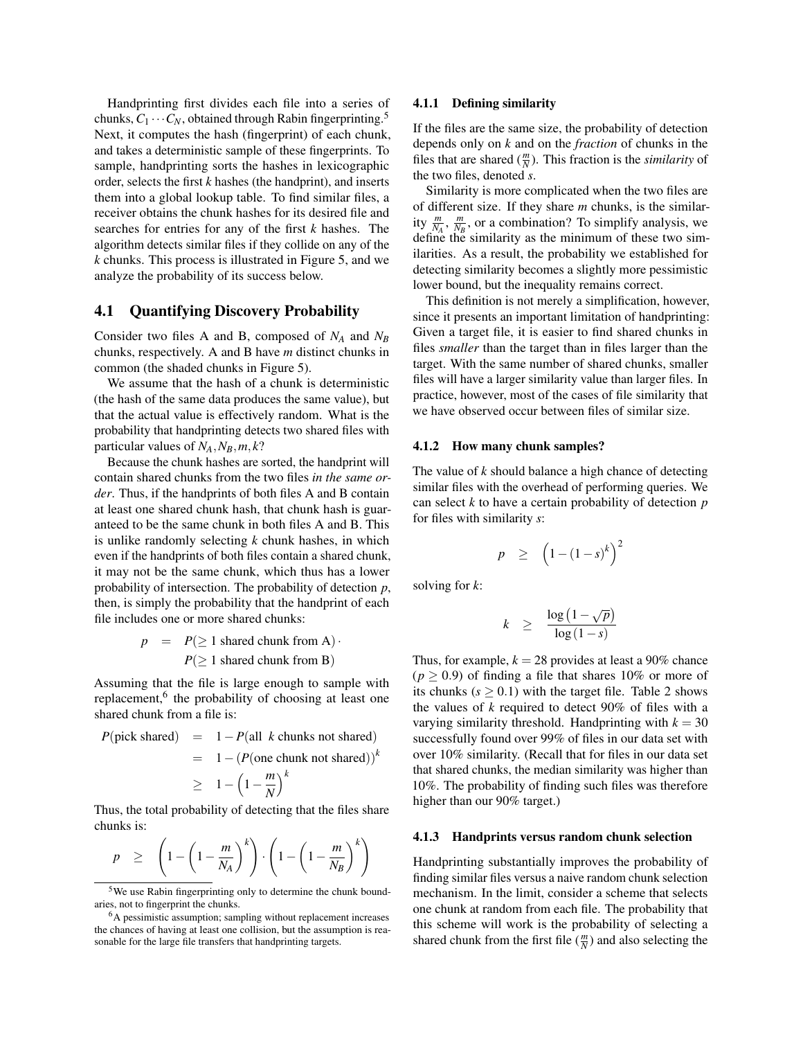Handprinting first divides each file into a series of chunks, $C_1 \cdots C_N$, obtained through Rabin fingerprinting.[5] Next, it computes the hash (fingerprint) of each chunk, and takes a deterministic sample of these fingerprints. To sample, handprinting sorts the hashes in lexicographic order, selects the first $k$ hashes (the handprint), and inserts them into a global lookup table. To find similar files, a receiver obtains the chunk hashes for its desired file and searches for entries for any of the first $k$ hashes. The algorithm detects similar files if they collide on any of the $k$ chunks. This process is illustrated in Figure 5, and we analyze the probability of its success below.

## 4.1 Quantifying Discovery Probability

Consider two files A and B, composed of $N_A$ and $N_B$ chunks, respectively. A and B have $m$ distinct chunks in common (the shaded chunks in Figure 5).

We assume that the hash of a chunk is deterministic (the hash of the same data produces the same value), but that the actual value is effectively random. What is the probability that handprinting detects two shared files with particular values of $N_A, N_B, m, k$?

Because the chunk hashes are sorted, the handprint will contain shared chunks from the two files *in the same order*. Thus, if the handprints of both files A and B contain at least one shared chunk hash, that chunk hash is guaranteed to be the same chunk in both files A and B. This is unlike randomly selecting $k$ chunk hashes, in which even if the handprints of both files contain a shared chunk, it may not be the same chunk, which thus has a lower probability of intersection. The probability of detection $p$, then, is simply the probability that the handprint of each file includes one or more shared chunks:

$$p = P(\geq 1 \text{ shared chunk from A}) \cdot P(\geq 1 \text{ shared chunk from B})$$

Assuming that the file is large enough to sample with replacement,[6] the probability of choosing at least one shared chunk from a file is:

$$\begin{aligned} P(\text{pick shared}) &= 1 - P(\text{all } k \text{ chunks not shared}) \\ &= 1 - \left(P(\text{one chunk not shared})\right)^k \\ &\geq 1 - \left(1 - \frac{m}{N}\right)^k \end{aligned}$$

Thus, the total probability of detecting that the files share chunks is:

$$p \geq \left(1 - \left(1 - \frac{m}{N_A}\right)^k\right) \cdot \left(1 - \left(1 - \frac{m}{N_B}\right)^k\right)$$

### 4.1.1 Defining similarity

If the files are the same size, the probability of detection depends only on $k$ and on the *fraction* of chunks in the files that are shared ($\frac{m}{N}$). This fraction is the *similarity* of the two files, denoted $s$.

Similarity is more complicated when the two files are of different size. If they share $m$ chunks, is the similarity $\frac{m}{N_A}$, $\frac{m}{N_B}$, or a combination? To simplify analysis, we define the similarity as the minimum of these two similarities. As a result, the probability we established for detecting similarity becomes a slightly more pessimistic lower bound, but the inequality remains correct.

This definition is not merely a simplification, however, since it presents an important limitation of handprinting: Given a target file, it is easier to find shared chunks in files *smaller* than the target than in files larger than the target. With the same number of shared chunks, smaller files will have a larger similarity value than larger files. In practice, however, most of the cases of file similarity that we have observed occur between files of similar size.

### 4.1.2 How many chunk samples?

The value of $k$ should balance a high chance of detecting similar files with the overhead of performing queries. We can select $k$ to have a certain probability of detection $p$ for files with similarity $s$:

$$p \geq \left(1 - (1-s)^k\right)^2$$

solving for $k$:

$$k \geq \frac{\log\left(1 - \sqrt{p}\right)}{\log\left(1 - s\right)}$$

Thus, for example, $k = 28$ provides at least a 90% chance ($p \geq 0.9$) of finding a file that shares 10% or more of its chunks ($s \geq 0.1$) with the target file. Table 2 shows the values of $k$ required to detect 90% of files with a varying similarity threshold. Handprinting with $k = 30$ successfully found over 99% of files in our data set with over 10% similarity. (Recall that for files in our data set that shared chunks, the median similarity was higher than 10%. The probability of finding such files was therefore higher than our 90% target.)

### 4.1.3 Handprints versus random chunk selection

Handprinting substantially improves the probability of finding similar files versus a naive random chunk selection mechanism. In the limit, consider a scheme that selects one chunk at random from each file. The probability that this scheme will work is the probability of selecting a shared chunk from the first file ($\frac{m}{N}$) and also selecting the

[5] We use Rabin fingerprinting only to determine the chunk boundaries, not to fingerprint the chunks.

[6] A pessimistic assumption; sampling without replacement increases the chances of having at least one collision, but the assumption is reasonable for the large file transfers that handprinting targets.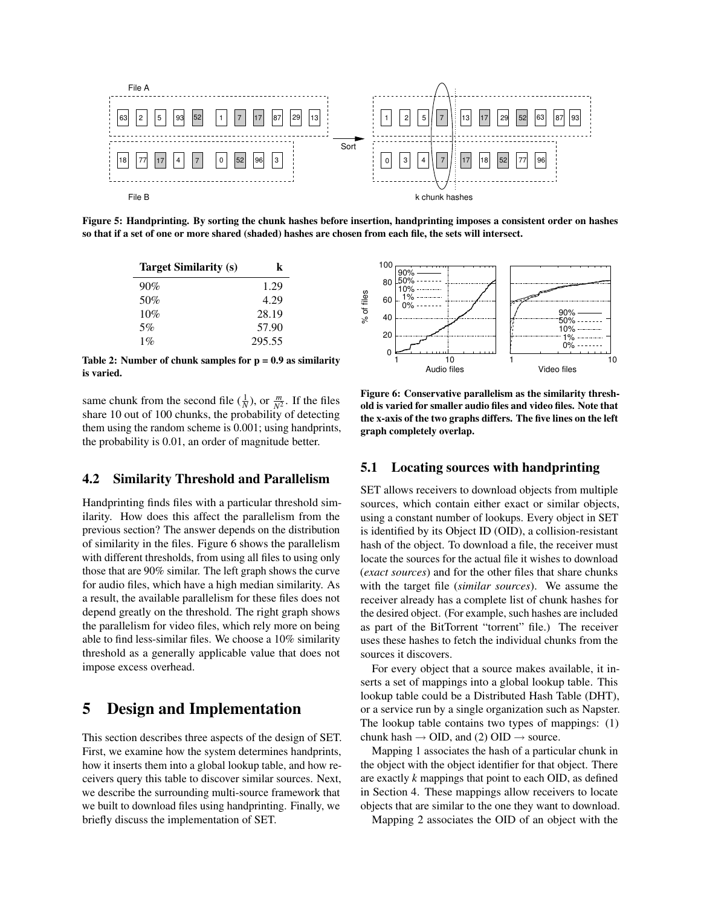Figure 5: Handprinting. By sorting the chunk hashes before insertion, handprinting imposes a consistent order on hashes so that if a set of one or more shared (shaded) hashes are chosen from each file, the sets will intersect.

| Target Similarity (s) | k |
| --- | --- |
| 90% | 1.29 |
| 50% | 4.29 |
| 10% | 28.19 |
| 5% | 57.90 |
| 1% | 295.55 |

**Table 2: Number of chunk samples for p = 0.9 as similarity is varied.**

same chunk from the second file ($\frac{1}{N}$), or $\frac{m}{N^2}$. If the files share 10 out of 100 chunks, the probability of detecting them using the random scheme is 0.001; using handprints, the probability is 0.01, an order of magnitude better.

### 4.2 Similarity Threshold and Parallelism

Handprinting finds files with a particular threshold similarity. How does this affect the parallelism from the previous section? The answer depends on the distribution of similarity in the files. Figure 6 shows the parallelism with different thresholds, from using all files to using only those that are 90% similar. The left graph shows the curve for audio files, which have a high median similarity. As a result, the available parallelism for these files does not depend greatly on the threshold. The right graph shows the parallelism for video files, which rely more on being able to find less-similar files. We choose a 10% similarity threshold as a generally applicable value that does not impose excess overhead.

**Figure 6: Conservative parallelism as the similarity threshold is varied for smaller audio files and video files. Note that the x-axis of the two graphs differs. The five lines on the left graph completely overlap.**

## 5 Design and Implementation

This section describes three aspects of the design of SET. First, we examine how the system determines handprints, how it inserts them into a global lookup table, and how receivers query this table to discover similar sources. Next, we describe the surrounding multi-source framework that we built to download files using handprinting. Finally, we briefly discuss the implementation of SET.

### 5.1 Locating sources with handprinting

SET allows receivers to download objects from multiple sources, which contain either exact or similar objects, using a constant number of lookups. Every object in SET is identified by its Object ID (OID), a collision-resistant hash of the object. To download a file, the receiver must locate the sources for the actual file it wishes to download (*exact sources*) and for the other files that share chunks with the target file (*similar sources*). We assume the receiver already has a complete list of chunk hashes for the desired object. (For example, such hashes are included as part of the BitTorrent "torrent" file.) The receiver uses these hashes to fetch the individual chunks from the sources it discovers.

For every object that a source makes available, it inserts a set of mappings into a global lookup table. This lookup table could be a Distributed Hash Table (DHT), or a service run by a single organization such as Napster. The lookup table contains two types of mappings: (1) chunk hash → OID, and (2) OID → source.

Mapping 1 associates the hash of a particular chunk in the object with the object identifier for that object. There are exactly *k* mappings that point to each OID, as defined in Section 4. These mappings allow receivers to locate objects that are similar to the one they want to download.

Mapping 2 associates the OID of an object with the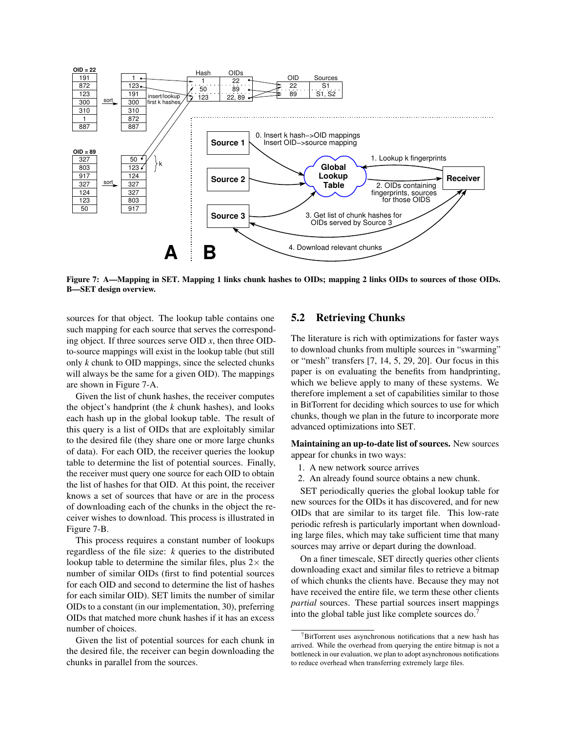Figure 7: A—Mapping in SET. Mapping 1 links chunk hashes to OIDs; mapping 2 links OIDs to sources of those OIDs. B—SET design overview.

sources for that object. The lookup table contains one such mapping for each source that serves the corresponding object. If three sources serve OID $x$, then three OID-to-source mappings will exist in the lookup table (but still only $k$ chunk to OID mappings, since the selected chunks will always be the same for a given OID). The mappings are shown in Figure 7-A.

Given the list of chunk hashes, the receiver computes the object's handprint (the $k$ chunk hashes), and looks each hash up in the global lookup table. The result of this query is a list of OIDs that are exploitably similar to the desired file (they share one or more large chunks of data). For each OID, the receiver queries the lookup table to determine the list of potential sources. Finally, the receiver must query one source for each OID to obtain the list of hashes for that OID. At this point, the receiver knows a set of sources that have or are in the process of downloading each of the chunks in the object the receiver wishes to download. This process is illustrated in Figure 7-B.

This process requires a constant number of lookups regardless of the file size: $k$ queries to the distributed lookup table to determine the similar files, plus $2\times$ the number of similar OIDs (first to find potential sources for each OID and second to determine the list of hashes for each similar OID). SET limits the number of similar OIDs to a constant (in our implementation, 30), preferring OIDs that matched more chunk hashes if it has an excess number of choices.

Given the list of potential sources for each chunk in the desired file, the receiver can begin downloading the chunks in parallel from the sources.

## 5.2 Retrieving Chunks

The literature is rich with optimizations for faster ways to download chunks from multiple sources in "swarming" or "mesh" transfers [7, 14, 5, 29, 20]. Our focus in this paper is on evaluating the benefits from handprinting, which we believe apply to many of these systems. We therefore implement a set of capabilities similar to those in BitTorrent for deciding which sources to use for which chunks, though we plan in the future to incorporate more advanced optimizations into SET.

**Maintaining an up-to-date list of sources.** New sources appear for chunks in two ways:

1. A new network source arrives
2. An already found source obtains a new chunk.

SET periodically queries the global lookup table for new sources for the OIDs it has discovered, and for new OIDs that are similar to its target file. This low-rate periodic refresh is particularly important when downloading large files, which may take sufficient time that many sources may arrive or depart during the download.

On a finer timescale, SET directly queries other clients downloading exact and similar files to retrieve a bitmap of which chunks the clients have. Because they may not have received the entire file, we term these other clients *partial* sources. These partial sources insert mappings into the global table just like complete sources do.[7]

[7] BitTorrent uses asynchronous notifications that a new hash has arrived. While the overhead from querying the entire bitmap is not a bottleneck in our evaluation, we plan to adopt asynchronous notifications to reduce overhead when transferring extremely large files.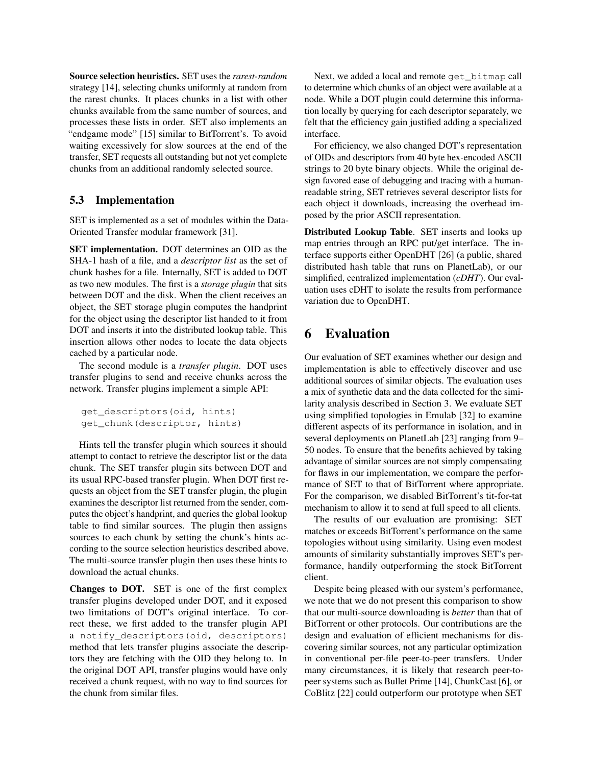**Source selection heuristics.** SET uses the *rarest-random* strategy [14], selecting chunks uniformly at random from the rarest chunks. It places chunks in a list with other chunks available from the same number of sources, and processes these lists in order. SET also implements an "endgame mode" [15] similar to BitTorrent's. To avoid waiting excessively for slow sources at the end of the transfer, SET requests all outstanding but not yet complete chunks from an additional randomly selected source.

### 5.3 Implementation

SET is implemented as a set of modules within the Data-Oriented Transfer modular framework [31].

**SET implementation.** DOT determines an OID as the SHA-1 hash of a file, and a *descriptor list* as the set of chunk hashes for a file. Internally, SET is added to DOT as two new modules. The first is a *storage plugin* that sits between DOT and the disk. When the client receives an object, the SET storage plugin computes the handprint for the object using the descriptor list handed to it from DOT and inserts it into the distributed lookup table. This insertion allows other nodes to locate the data objects cached by a particular node.

The second module is a *transfer plugin*. DOT uses transfer plugins to send and receive chunks across the network. Transfer plugins implement a simple API:

```
get_descriptors(oid, hints)
get_chunk(descriptor, hints)
```

Hints tell the transfer plugin which sources it should attempt to contact to retrieve the descriptor list or the data chunk. The SET transfer plugin sits between DOT and its usual RPC-based transfer plugin. When DOT first requests an object from the SET transfer plugin, the plugin examines the descriptor list returned from the sender, computes the object's handprint, and queries the global lookup table to find similar sources. The plugin then assigns sources to each chunk by setting the chunk's hints according to the source selection heuristics described above. The multi-source transfer plugin then uses these hints to download the actual chunks.

**Changes to DOT.** SET is one of the first complex transfer plugins developed under DOT, and it exposed two limitations of DOT's original interface. To correct these, we first added to the transfer plugin API a `notify_descriptors(oid, descriptors)` method that lets transfer plugins associate the descriptors they are fetching with the OID they belong to. In the original DOT API, transfer plugins would have only received a chunk request, with no way to find sources for the chunk from similar files.

Next, we added a local and remote `get_bitmap` call to determine which chunks of an object were available at a node. While a DOT plugin could determine this information locally by querying for each descriptor separately, we felt that the efficiency gain justified adding a specialized interface.

For efficiency, we also changed DOT's representation of OIDs and descriptors from 40 byte hex-encoded ASCII strings to 20 byte binary objects. While the original design favored ease of debugging and tracing with a human-readable string, SET retrieves several descriptor lists for each object it downloads, increasing the overhead imposed by the prior ASCII representation.

**Distributed Lookup Table**. SET inserts and looks up map entries through an RPC put/get interface. The interface supports either OpenDHT [26] (a public, shared distributed hash table that runs on PlanetLab), or our simplified, centralized implementation (*cDHT*). Our evaluation uses cDHT to isolate the results from performance variation due to OpenDHT.

# 6 Evaluation

Our evaluation of SET examines whether our design and implementation is able to effectively discover and use additional sources of similar objects. The evaluation uses a mix of synthetic data and the data collected for the similarity analysis described in Section 3. We evaluate SET using simplified topologies in Emulab [32] to examine different aspects of its performance in isolation, and in several deployments on PlanetLab [23] ranging from 9–50 nodes. To ensure that the benefits achieved by taking advantage of similar sources are not simply compensating for flaws in our implementation, we compare the performance of SET to that of BitTorrent where appropriate. For the comparison, we disabled BitTorrent's tit-for-tat mechanism to allow it to send at full speed to all clients.

The results of our evaluation are promising: SET matches or exceeds BitTorrent's performance on the same topologies without using similarity. Using even modest amounts of similarity substantially improves SET's performance, handily outperforming the stock BitTorrent client.

Despite being pleased with our system's performance, we note that we do not present this comparison to show that our multi-source downloading is *better* than that of BitTorrent or other protocols. Our contributions are the design and evaluation of efficient mechanisms for discovering similar sources, not any particular optimization in conventional per-file peer-to-peer transfers. Under many circumstances, it is likely that research peer-to-peer systems such as Bullet Prime [14], ChunkCast [6], or CoBlitz [22] could outperform our prototype when SET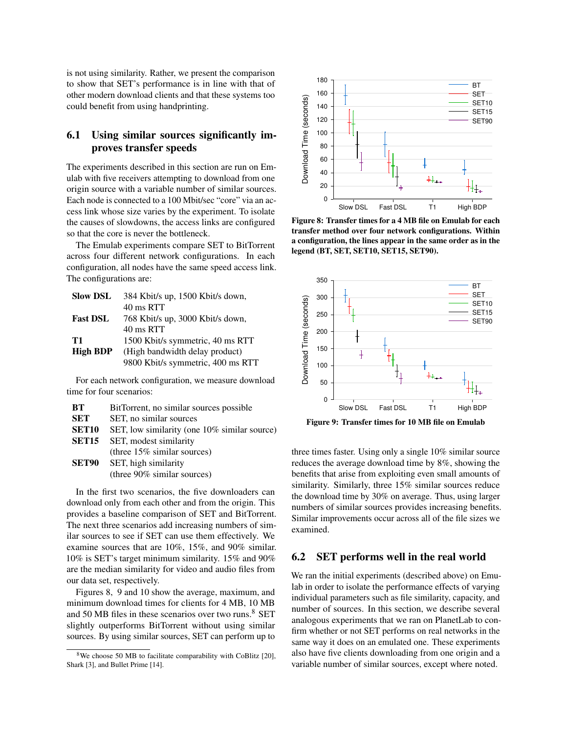is not using similarity. Rather, we present the comparison to show that SET's performance is in line with that of other modern download clients and that these systems too could benefit from using handprinting.

## 6.1 Using similar sources significantly improves transfer speeds

The experiments described in this section are run on Emulab with five receivers attempting to download from one origin source with a variable number of similar sources. Each node is connected to a 100 Mbit/sec "core" via an access link whose size varies by the experiment. To isolate the causes of slowdowns, the access links are configured so that the core is never the bottleneck.

The Emulab experiments compare SET to BitTorrent across four different network configurations. In each configuration, all nodes have the same speed access link. The configurations are:

| | |
|---|---|
| **Slow DSL** | 384 Kbit/s up, 1500 Kbit/s down, 40 ms RTT |
| **Fast DSL** | 768 Kbit/s up, 3000 Kbit/s down, 40 ms RTT |
| **T1** | 1500 Kbit/s symmetric, 40 ms RTT |
| **High BDP** | (High bandwidth delay product) 9800 Kbit/s symmetric, 400 ms RTT |

For each network configuration, we measure download time for four scenarios:

| | |
|---|---|
| **BT** | BitTorrent, no similar sources possible |
| **SET** | SET, no similar sources |
| **SET10** | SET, low similarity (one 10% similar source) |
| **SET15** | SET, modest similarity (three 15% similar sources) |
| **SET90** | SET, high similarity (three 90% similar sources) |

In the first two scenarios, the five downloaders can download only from each other and from the origin. This provides a baseline comparison of SET and BitTorrent. The next three scenarios add increasing numbers of similar sources to see if SET can use them effectively. We examine sources that are 10%, 15%, and 90% similar. 10% is SET's target minimum similarity. 15% and 90% are the median similarity for video and audio files from our data set, respectively.

Figures 8, 9 and 10 show the average, maximum, and minimum download times for clients for 4 MB, 10 MB and 50 MB files in these scenarios over two runs.[8] SET slightly outperforms BitTorrent without using similar sources. By using similar sources, SET can perform up to three times faster. Using only a single 10% similar source reduces the average download time by 8%, showing the benefits that arise from exploiting even small amounts of similarity. Similarly, three 15% similar sources reduce the download time by 30% on average. Thus, using larger numbers of similar sources provides increasing benefits. Similar improvements occur across all of the file sizes we examined.

[8] We choose 50 MB to facilitate comparability with CoBlitz [20], Shark [3], and Bullet Prime [14].

**Figure 8: Transfer times for a 4 MB file on Emulab for each transfer method over four network configurations. Within a configuration, the lines appear in the same order as in the legend (BT, SET, SET10, SET15, SET90).**

**Figure 9: Transfer times for 10 MB file on Emulab**

## 6.2 SET performs well in the real world

We ran the initial experiments (described above) on Emulab in order to isolate the performance effects of varying individual parameters such as file similarity, capacity, and number of sources. In this section, we describe several analogous experiments that we ran on PlanetLab to confirm whether or not SET performs on real networks in the same way it does on an emulated one. These experiments also have five clients downloading from one origin and a variable number of similar sources, except where noted.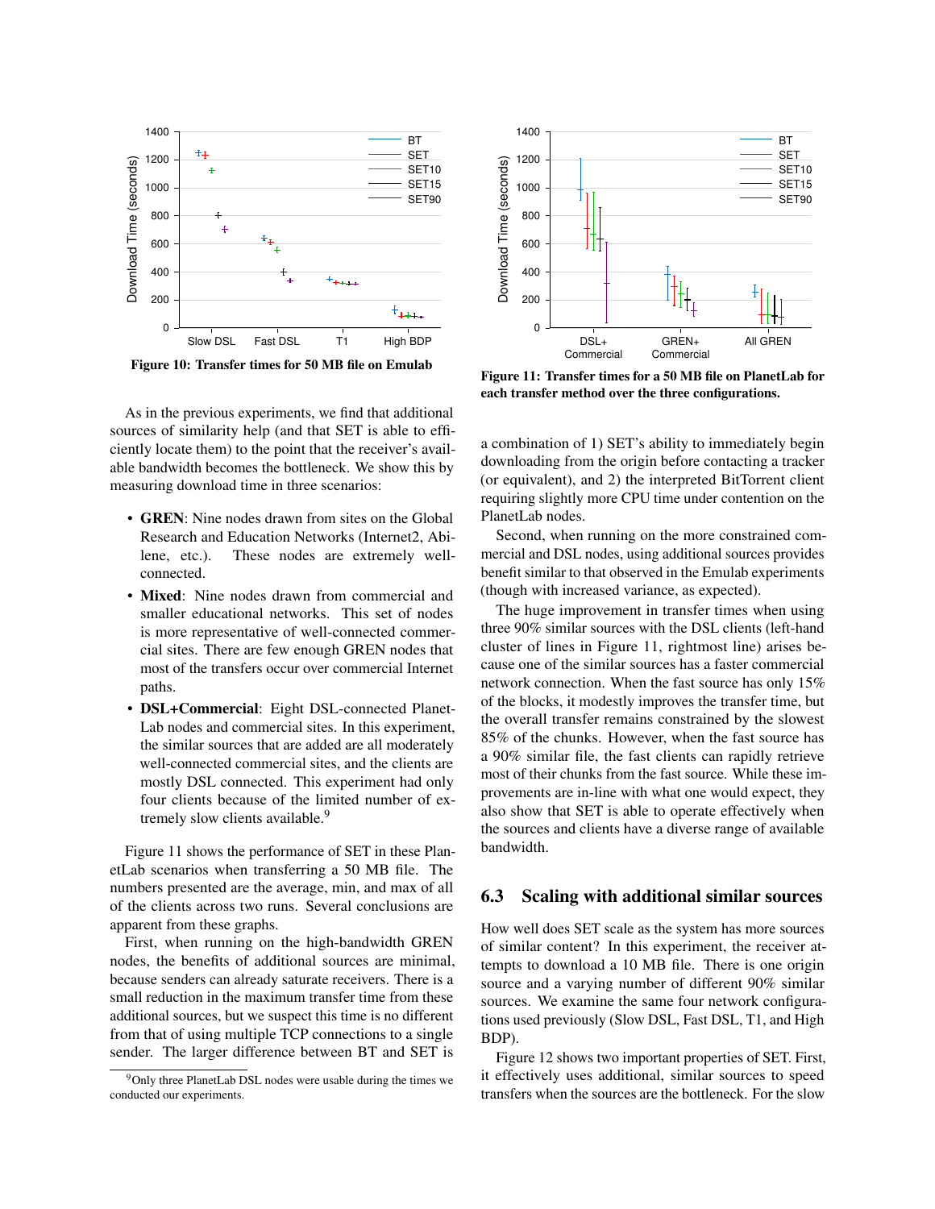Figure 10: Transfer times for 50 MB file on Emulab

Figure 11: Transfer times for a 50 MB file on PlanetLab for each transfer method over the three configurations.

As in the previous experiments, we find that additional sources of similarity help (and that SET is able to efficiently locate them) to the point that the receiver's available bandwidth becomes the bottleneck. We show this by measuring download time in three scenarios:

- **GREN**: Nine nodes drawn from sites on the Global Research and Education Networks (Internet2, Abilene, etc.). These nodes are extremely well-connected.
- **Mixed**: Nine nodes drawn from commercial and smaller educational networks. This set of nodes is more representative of well-connected commercial sites. There are few enough GREN nodes that most of the transfers occur over commercial Internet paths.
- **DSL+Commercial**: Eight DSL-connected PlanetLab nodes and commercial sites. In this experiment, the similar sources that are added are all moderately well-connected commercial sites, and the clients are mostly DSL connected. This experiment had only four clients because of the limited number of extremely slow clients available.[9]

Figure 11 shows the performance of SET in these PlanetLab scenarios when transferring a 50 MB file. The numbers presented are the average, min, and max of all of the clients across two runs. Several conclusions are apparent from these graphs.

First, when running on the high-bandwidth GREN nodes, the benefits of additional sources are minimal, because senders can already saturate receivers. There is a small reduction in the maximum transfer time from these additional sources, but we suspect this time is no different from that of using multiple TCP connections to a single sender. The larger difference between BT and SET is a combination of 1) SET's ability to immediately begin downloading from the origin before contacting a tracker (or equivalent), and 2) the interpreted BitTorrent client requiring slightly more CPU time under contention on the PlanetLab nodes.

Second, when running on the more constrained commercial and DSL nodes, using additional sources provides benefit similar to that observed in the Emulab experiments (though with increased variance, as expected).

The huge improvement in transfer times when using three 90% similar sources with the DSL clients (left-hand cluster of lines in Figure 11, rightmost line) arises because one of the similar sources has a faster commercial network connection. When the fast source has only 15% of the blocks, it modestly improves the transfer time, but the overall transfer remains constrained by the slowest 85% of the chunks. However, when the fast source has a 90% similar file, the fast clients can rapidly retrieve most of their chunks from the fast source. While these improvements are in-line with what one would expect, they also show that SET is able to operate effectively when the sources and clients have a diverse range of available bandwidth.

## 6.3 Scaling with additional similar sources

How well does SET scale as the system has more sources of similar content? In this experiment, the receiver attempts to download a 10 MB file. There is one origin source and a varying number of different 90% similar sources. We examine the same four network configurations used previously (Slow DSL, Fast DSL, T1, and High BDP).

Figure 12 shows two important properties of SET. First, it effectively uses additional, similar sources to speed transfers when the sources are the bottleneck. For the slow

[9] Only three PlanetLab DSL nodes were usable during the times we conducted our experiments.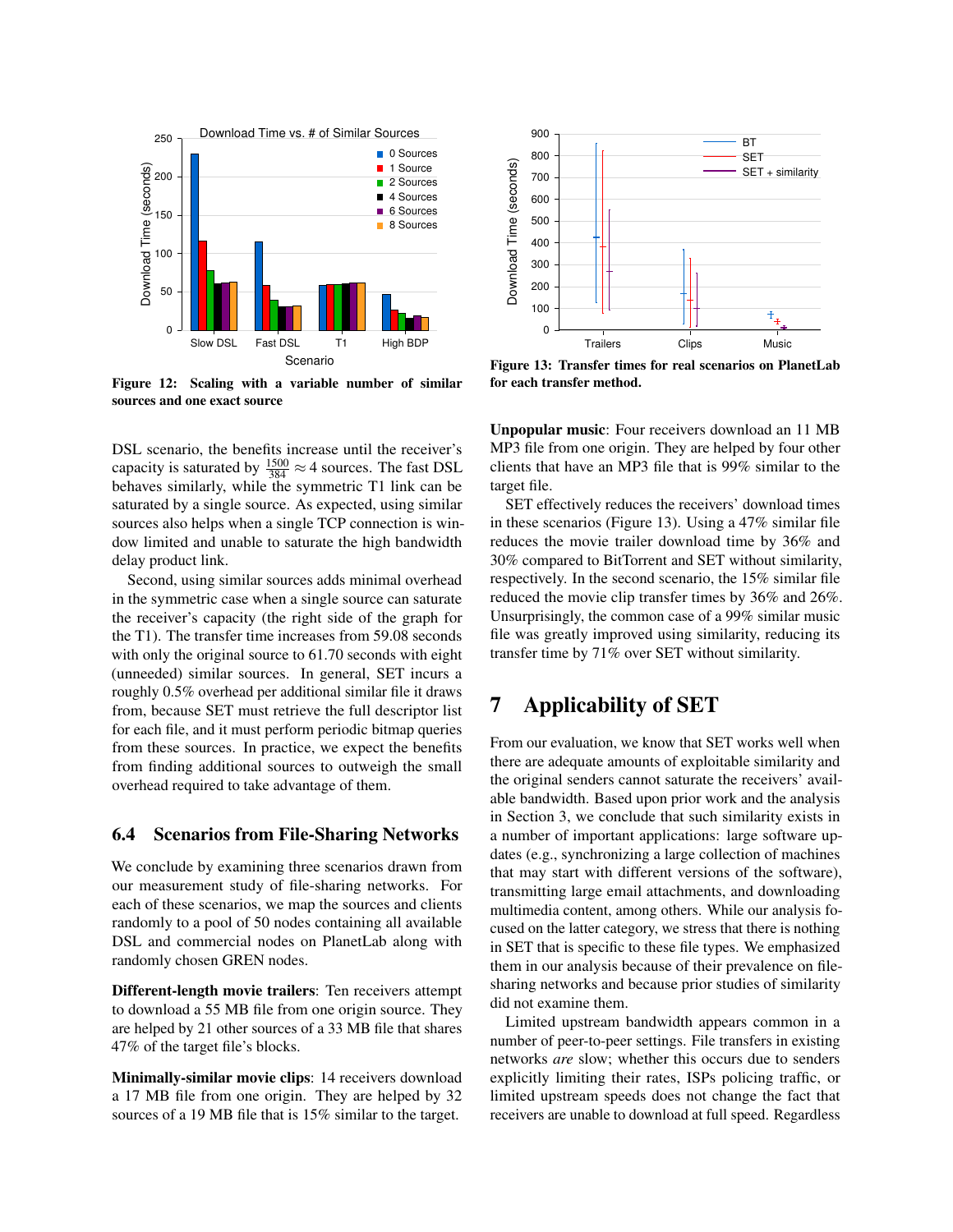Figure 12: Scaling with a variable number of similar sources and one exact source

Figure 13: Transfer times for real scenarios on PlanetLab for each transfer method.

DSL scenario, the benefits increase until the receiver's capacity is saturated by $\frac{1500}{384} \approx 4$ sources. The fast DSL behaves similarly, while the symmetric T1 link can be saturated by a single source. As expected, using similar sources also helps when a single TCP connection is window limited and unable to saturate the high bandwidth delay product link.

Second, using similar sources adds minimal overhead in the symmetric case when a single source can saturate the receiver's capacity (the right side of the graph for the T1). The transfer time increases from 59.08 seconds with only the original source to 61.70 seconds with eight (unneeded) similar sources. In general, SET incurs a roughly 0.5% overhead per additional similar file it draws from, because SET must retrieve the full descriptor list for each file, and it must perform periodic bitmap queries from these sources. In practice, we expect the benefits from finding additional sources to outweigh the small overhead required to take advantage of them.

### 6.4 Scenarios from File-Sharing Networks

We conclude by examining three scenarios drawn from our measurement study of file-sharing networks. For each of these scenarios, we map the sources and clients randomly to a pool of 50 nodes containing all available DSL and commercial nodes on PlanetLab along with randomly chosen GREN nodes.

**Different-length movie trailers**: Ten receivers attempt to download a 55 MB file from one origin source. They are helped by 21 other sources of a 33 MB file that shares 47% of the target file's blocks.

**Minimally-similar movie clips**: 14 receivers download a 17 MB file from one origin. They are helped by 32 sources of a 19 MB file that is 15% similar to the target.

**Unpopular music**: Four receivers download an 11 MB MP3 file from one origin. They are helped by four other clients that have an MP3 file that is 99% similar to the target file.

SET effectively reduces the receivers' download times in these scenarios (Figure 13). Using a 47% similar file reduces the movie trailer download time by 36% and 30% compared to BitTorrent and SET without similarity, respectively. In the second scenario, the 15% similar file reduced the movie clip transfer times by 36% and 26%. Unsurprisingly, the common case of a 99% similar music file was greatly improved using similarity, reducing its transfer time by 71% over SET without similarity.

## 7 Applicability of SET

From our evaluation, we know that SET works well when there are adequate amounts of exploitable similarity and the original senders cannot saturate the receivers' available bandwidth. Based upon prior work and the analysis in Section 3, we conclude that such similarity exists in a number of important applications: large software updates (e.g., synchronizing a large collection of machines that may start with different versions of the software), transmitting large email attachments, and downloading multimedia content, among others. While our analysis focused on the latter category, we stress that there is nothing in SET that is specific to these file types. We emphasized them in our analysis because of their prevalence on file-sharing networks and because prior studies of similarity did not examine them.

Limited upstream bandwidth appears common in a number of peer-to-peer settings. File transfers in existing networks *are* slow; whether this occurs due to senders explicitly limiting their rates, ISPs policing traffic, or limited upstream speeds does not change the fact that receivers are unable to download at full speed. Regardless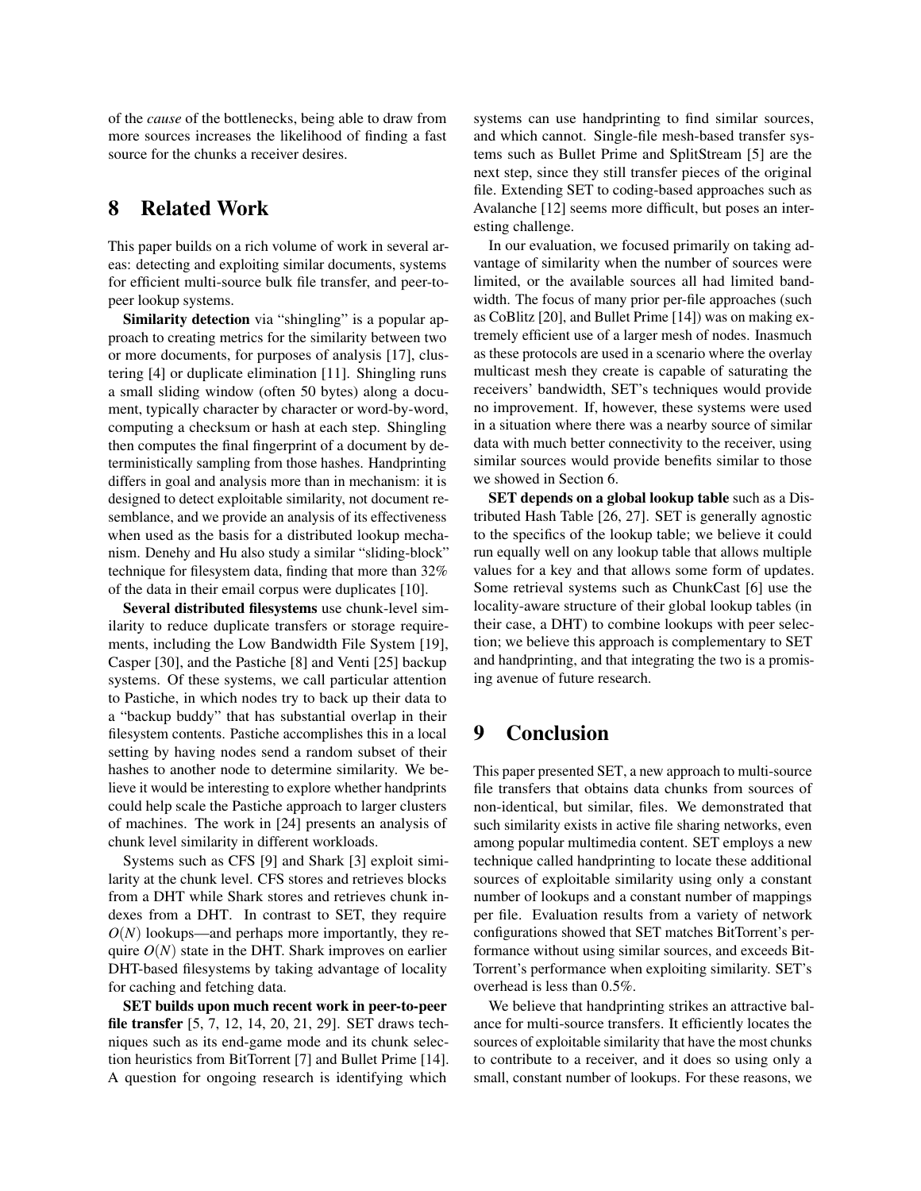of the *cause* of the bottlenecks, being able to draw from more sources increases the likelihood of finding a fast source for the chunks a receiver desires.

## 8 Related Work

This paper builds on a rich volume of work in several areas: detecting and exploiting similar documents, systems for efficient multi-source bulk file transfer, and peer-to-peer lookup systems.

**Similarity detection** via "shingling" is a popular approach to creating metrics for the similarity between two or more documents, for purposes of analysis [17], clustering [4] or duplicate elimination [11]. Shingling runs a small sliding window (often 50 bytes) along a document, typically character by character or word-by-word, computing a checksum or hash at each step. Shingling then computes the final fingerprint of a document by deterministically sampling from those hashes. Handprinting differs in goal and analysis more than in mechanism: it is designed to detect exploitable similarity, not document resemblance, and we provide an analysis of its effectiveness when used as the basis for a distributed lookup mechanism. Denehy and Hu also study a similar "sliding-block" technique for filesystem data, finding that more than 32% of the data in their email corpus were duplicates [10].

**Several distributed filesystems** use chunk-level similarity to reduce duplicate transfers or storage requirements, including the Low Bandwidth File System [19], Casper [30], and the Pastiche [8] and Venti [25] backup systems. Of these systems, we call particular attention to Pastiche, in which nodes try to back up their data to a "backup buddy" that has substantial overlap in their filesystem contents. Pastiche accomplishes this in a local setting by having nodes send a random subset of their hashes to another node to determine similarity. We believe it would be interesting to explore whether handprints could help scale the Pastiche approach to larger clusters of machines. The work in [24] presents an analysis of chunk level similarity in different workloads.

Systems such as CFS [9] and Shark [3] exploit similarity at the chunk level. CFS stores and retrieves blocks from a DHT while Shark stores and retrieves chunk indexes from a DHT. In contrast to SET, they require $O(N)$ lookups—and perhaps more importantly, they require $O(N)$ state in the DHT. Shark improves on earlier DHT-based filesystems by taking advantage of locality for caching and fetching data.

**SET builds upon much recent work in peer-to-peer file transfer** [5, 7, 12, 14, 20, 21, 29]. SET draws techniques such as its end-game mode and its chunk selection heuristics from BitTorrent [7] and Bullet Prime [14]. A question for ongoing research is identifying which systems can use handprinting to find similar sources, and which cannot. Single-file mesh-based transfer systems such as Bullet Prime and SplitStream [5] are the next step, since they still transfer pieces of the original file. Extending SET to coding-based approaches such as Avalanche [12] seems more difficult, but poses an interesting challenge.

In our evaluation, we focused primarily on taking advantage of similarity when the number of sources were limited, or the available sources all had limited bandwidth. The focus of many prior per-file approaches (such as CoBlitz [20], and Bullet Prime [14]) was on making extremely efficient use of a larger mesh of nodes. Inasmuch as these protocols are used in a scenario where the overlay multicast mesh they create is capable of saturating the receivers' bandwidth, SET's techniques would provide no improvement. If, however, these systems were used in a situation where there was a nearby source of similar data with much better connectivity to the receiver, using similar sources would provide benefits similar to those we showed in Section 6.

**SET depends on a global lookup table** such as a Distributed Hash Table [26, 27]. SET is generally agnostic to the specifics of the lookup table; we believe it could run equally well on any lookup table that allows multiple values for a key and that allows some form of updates. Some retrieval systems such as ChunkCast [6] use the locality-aware structure of their global lookup tables (in their case, a DHT) to combine lookups with peer selection; we believe this approach is complementary to SET and handprinting, and that integrating the two is a promising avenue of future research.

## 9 Conclusion

This paper presented SET, a new approach to multi-source file transfers that obtains data chunks from sources of non-identical, but similar, files. We demonstrated that such similarity exists in active file sharing networks, even among popular multimedia content. SET employs a new technique called handprinting to locate these additional sources of exploitable similarity using only a constant number of lookups and a constant number of mappings per file. Evaluation results from a variety of network configurations showed that SET matches BitTorrent's performance without using similar sources, and exceeds BitTorrent's performance when exploiting similarity. SET's overhead is less than 0.5%.

We believe that handprinting strikes an attractive balance for multi-source transfers. It efficiently locates the sources of exploitable similarity that have the most chunks to contribute to a receiver, and it does so using only a small, constant number of lookups. For these reasons, we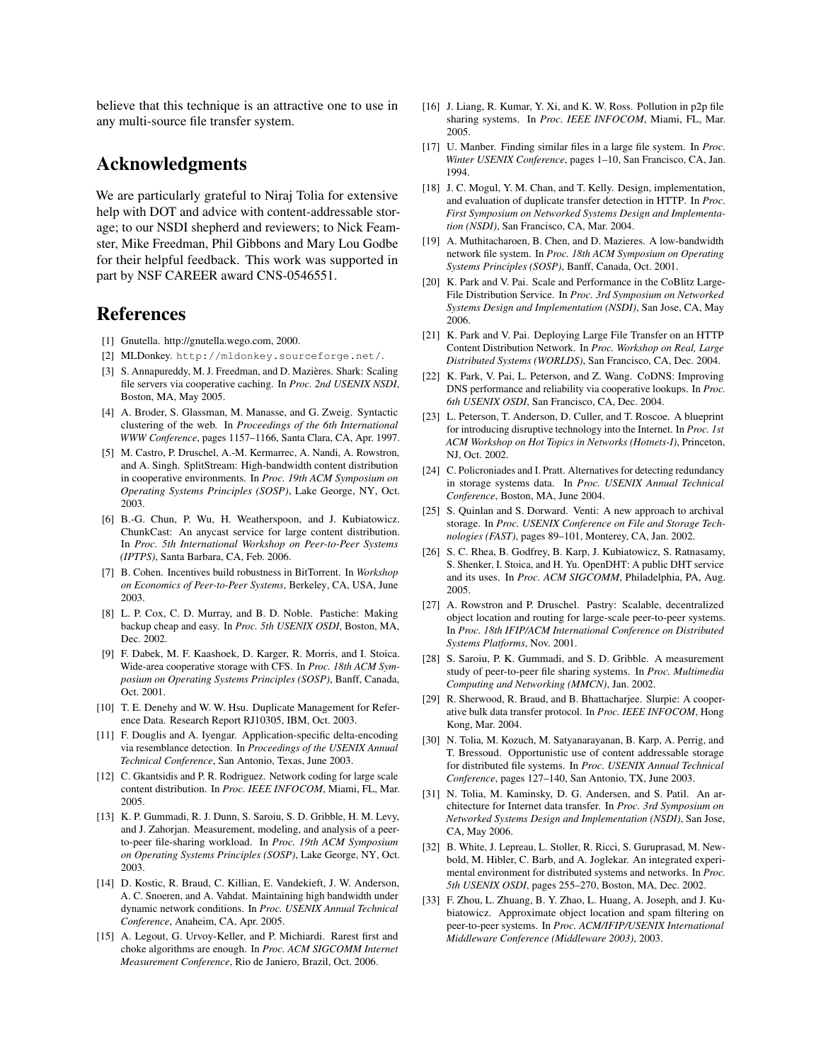believe that this technique is an attractive one to use in any multi-source file transfer system.

## Acknowledgments

We are particularly grateful to Niraj Tolia for extensive help with DOT and advice with content-addressable storage; to our NSDI shepherd and reviewers; to Nick Feamster, Mike Freedman, Phil Gibbons and Mary Lou Godbe for their helpful feedback. This work was supported in part by NSF CAREER award CNS-0546551.

## References

[1] Gnutella. http://gnutella.wego.com, 2000.

[2] MLDonkey. `http://mldonkey.sourceforge.net/`.

[3] S. Annapureddy, M. J. Freedman, and D. Mazières. Shark: Scaling file servers via cooperative caching. In *Proc. 2nd USENIX NSDI*, Boston, MA, May 2005.

[4] A. Broder, S. Glassman, M. Manasse, and G. Zweig. Syntactic clustering of the web. In *Proceedings of the 6th International WWW Conference*, pages 1157–1166, Santa Clara, CA, Apr. 1997.

[5] M. Castro, P. Druschel, A.-M. Kermarrec, A. Nandi, A. Rowstron, and A. Singh. SplitStream: High-bandwidth content distribution in cooperative environments. In *Proc. 19th ACM Symposium on Operating Systems Principles (SOSP)*, Lake George, NY, Oct. 2003.

[6] B.-G. Chun, P. Wu, H. Weatherspoon, and J. Kubiatowicz. ChunkCast: An anycast service for large content distribution. In *Proc. 5th International Workshop on Peer-to-Peer Systems (IPTPS)*, Santa Barbara, CA, Feb. 2006.

[7] B. Cohen. Incentives build robustness in BitTorrent. In *Workshop on Economics of Peer-to-Peer Systems*, Berkeley, CA, USA, June 2003.

[8] L. P. Cox, C. D. Murray, and B. D. Noble. Pastiche: Making backup cheap and easy. In *Proc. 5th USENIX OSDI*, Boston, MA, Dec. 2002.

[9] F. Dabek, M. F. Kaashoek, D. Karger, R. Morris, and I. Stoica. Wide-area cooperative storage with CFS. In *Proc. 18th ACM Symposium on Operating Systems Principles (SOSP)*, Banff, Canada, Oct. 2001.

[10] T. E. Denehy and W. W. Hsu. Duplicate Management for Reference Data. Research Report RJ10305, IBM, Oct. 2003.

[11] F. Douglis and A. Iyengar. Application-specific delta-encoding via resemblance detection. In *Proceedings of the USENIX Annual Technical Conference*, San Antonio, Texas, June 2003.

[12] C. Gkantsidis and P. R. Rodriguez. Network coding for large scale content distribution. In *Proc. IEEE INFOCOM*, Miami, FL, Mar. 2005.

[13] K. P. Gummadi, R. J. Dunn, S. Saroiu, S. D. Gribble, H. M. Levy, and J. Zahorjan. Measurement, modeling, and analysis of a peer-to-peer file-sharing workload. In *Proc. 19th ACM Symposium on Operating Systems Principles (SOSP)*, Lake George, NY, Oct. 2003.

[14] D. Kostic, R. Braud, C. Killian, E. Vandekieft, J. W. Anderson, A. C. Snoeren, and A. Vahdat. Maintaining high bandwidth under dynamic network conditions. In *Proc. USENIX Annual Technical Conference*, Anaheim, CA, Apr. 2005.

[15] A. Legout, G. Urvoy-Keller, and P. Michiardi. Rarest first and choke algorithms are enough. In *Proc. ACM SIGCOMM Internet Measurement Conference*, Rio de Janiero, Brazil, Oct. 2006.

[16] J. Liang, R. Kumar, Y. Xi, and K. W. Ross. Pollution in p2p file sharing systems. In *Proc. IEEE INFOCOM*, Miami, FL, Mar. 2005.

[17] U. Manber. Finding similar files in a large file system. In *Proc. Winter USENIX Conference*, pages 1–10, San Francisco, CA, Jan. 1994.

[18] J. C. Mogul, Y. M. Chan, and T. Kelly. Design, implementation, and evaluation of duplicate transfer detection in HTTP. In *Proc. First Symposium on Networked Systems Design and Implementation (NSDI)*, San Francisco, CA, Mar. 2004.

[19] A. Muthitacharoen, B. Chen, and D. Mazieres. A low-bandwidth network file system. In *Proc. 18th ACM Symposium on Operating Systems Principles (SOSP)*, Banff, Canada, Oct. 2001.

[20] K. Park and V. Pai. Scale and Performance in the CoBlitz Large-File Distribution Service. In *Proc. 3rd Symposium on Networked Systems Design and Implementation (NSDI)*, San Jose, CA, May 2006.

[21] K. Park and V. Pai. Deploying Large File Transfer on an HTTP Content Distribution Network. In *Proc. Workshop on Real, Large Distributed Systems (WORLDS)*, San Francisco, CA, Dec. 2004.

[22] K. Park, V. Pai, L. Peterson, and Z. Wang. CoDNS: Improving DNS performance and reliability via cooperative lookups. In *Proc. 6th USENIX OSDI*, San Francisco, CA, Dec. 2004.

[23] L. Peterson, T. Anderson, D. Culler, and T. Roscoe. A blueprint for introducing disruptive technology into the Internet. In *Proc. 1st ACM Workshop on Hot Topics in Networks (Hotnets-I)*, Princeton, NJ, Oct. 2002.

[24] C. Policroniades and I. Pratt. Alternatives for detecting redundancy in storage systems data. In *Proc. USENIX Annual Technical Conference*, Boston, MA, June 2004.

[25] S. Quinlan and S. Dorward. Venti: A new approach to archival storage. In *Proc. USENIX Conference on File and Storage Technologies (FAST)*, pages 89–101, Monterey, CA, Jan. 2002.

[26] S. C. Rhea, B. Godfrey, B. Karp, J. Kubiatowicz, S. Ratnasamy, S. Shenker, I. Stoica, and H. Yu. OpenDHT: A public DHT service and its uses. In *Proc. ACM SIGCOMM*, Philadelphia, PA, Aug. 2005.

[27] A. Rowstron and P. Druschel. Pastry: Scalable, decentralized object location and routing for large-scale peer-to-peer systems. In *Proc. 18th IFIP/ACM International Conference on Distributed Systems Platforms*, Nov. 2001.

[28] S. Saroiu, P. K. Gummadi, and S. D. Gribble. A measurement study of peer-to-peer file sharing systems. In *Proc. Multimedia Computing and Networking (MMCN)*, Jan. 2002.

[29] R. Sherwood, R. Braud, and B. Bhattacharjee. Slurpie: A cooperative bulk data transfer protocol. In *Proc. IEEE INFOCOM*, Hong Kong, Mar. 2004.

[30] N. Tolia, M. Kozuch, M. Satyanarayanan, B. Karp, A. Perrig, and T. Bressoud. Opportunistic use of content addressable storage for distributed file systems. In *Proc. USENIX Annual Technical Conference*, pages 127–140, San Antonio, TX, June 2003.

[31] N. Tolia, M. Kaminsky, D. G. Andersen, and S. Patil. An architecture for Internet data transfer. In *Proc. 3rd Symposium on Networked Systems Design and Implementation (NSDI)*, San Jose, CA, May 2006.

[32] B. White, J. Lepreau, L. Stoller, R. Ricci, S. Guruprasad, M. Newbold, M. Hibler, C. Barb, and A. Joglekar. An integrated experimental environment for distributed systems and networks. In *Proc. 5th USENIX OSDI*, pages 255–270, Boston, MA, Dec. 2002.

[33] F. Zhou, L. Zhuang, B. Y. Zhao, L. Huang, A. Joseph, and J. Kubiatowicz. Approximate object location and spam filtering on peer-to-peer systems. In *Proc. ACM/IFIP/USENIX International Middleware Conference (Middleware 2003)*, 2003.